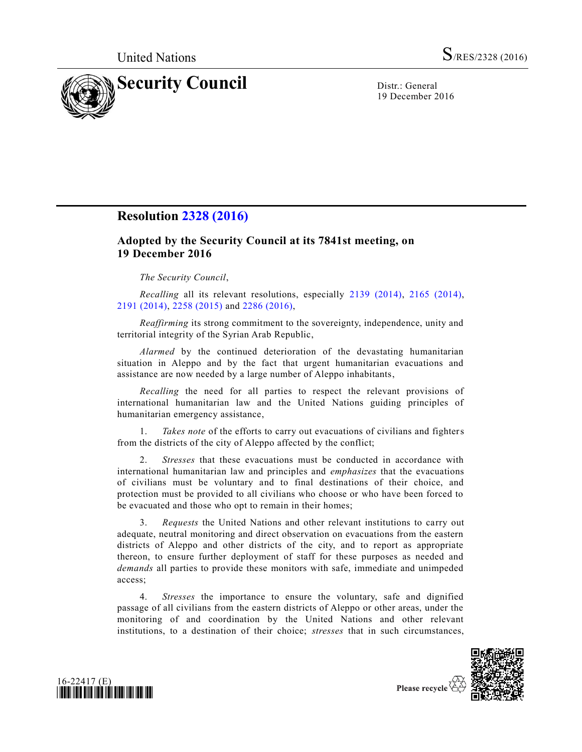United Nations S/RES/2328 (2016)

# Security Council

Distr.: General
19 December 2016

## Resolution 2328 (2016)

### Adopted by the Security Council at its 7841st meeting, on 19 December 2016

*The Security Council*,

*Recalling* all its relevant resolutions, especially 2139 (2014), 2165 (2014), 2191 (2014), 2258 (2015) and 2286 (2016),

*Reaffirming* its strong commitment to the sovereignty, independence, unity and territorial integrity of the Syrian Arab Republic,

*Alarmed* by the continued deterioration of the devastating humanitarian situation in Aleppo and by the fact that urgent humanitarian evacuations and assistance are now needed by a large number of Aleppo inhabitants,

*Recalling* the need for all parties to respect the relevant provisions of international humanitarian law and the United Nations guiding principles of humanitarian emergency assistance,

1. *Takes note* of the efforts to carry out evacuations of civilians and fighters from the districts of the city of Aleppo affected by the conflict;

2. *Stresses* that these evacuations must be conducted in accordance with international humanitarian law and principles and *emphasizes* that the evacuations of civilians must be voluntary and to final destinations of their choice, and protection must be provided to all civilians who choose or who have been forced to be evacuated and those who opt to remain in their homes;

3. *Requests* the United Nations and other relevant institutions to carry out adequate, neutral monitoring and direct observation on evacuations from the eastern districts of Aleppo and other districts of the city, and to report as appropriate thereon, to ensure further deployment of staff for these purposes as needed and *demands* all parties to provide these monitors with safe, immediate and unimpeded access;

4. *Stresses* the importance to ensure the voluntary, safe and dignified passage of all civilians from the eastern districts of Aleppo or other areas, under the monitoring of and coordination by the United Nations and other relevant institutions, to a destination of their choice; *stresses* that in such circumstances,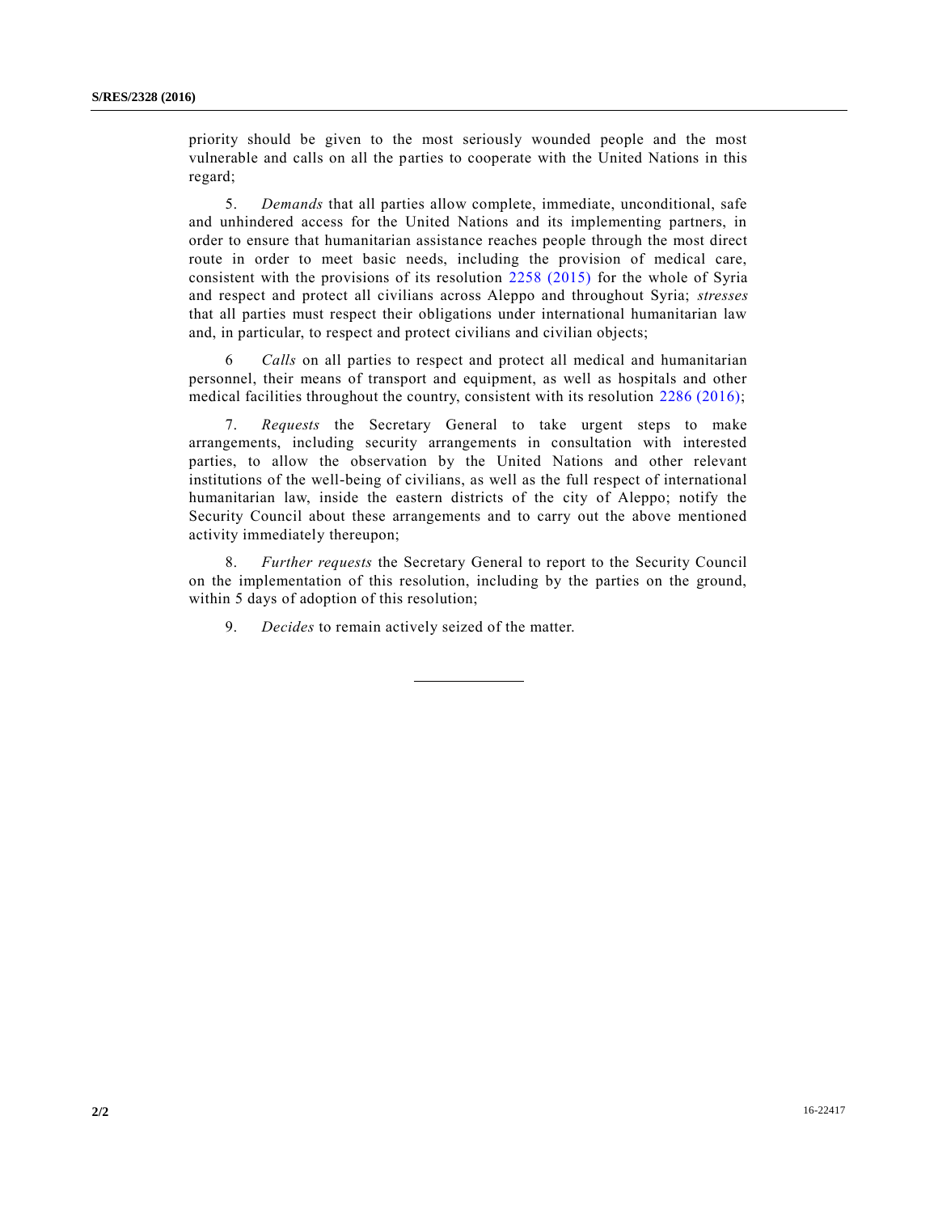priority should be given to the most seriously wounded people and the most vulnerable and calls on all the parties to cooperate with the United Nations in this regard;

5. *Demands* that all parties allow complete, immediate, unconditional, safe and unhindered access for the United Nations and its implementing partners, in order to ensure that humanitarian assistance reaches people through the most direct route in order to meet basic needs, including the provision of medical care, consistent with the provisions of its resolution 2258 (2015) for the whole of Syria and respect and protect all civilians across Aleppo and throughout Syria; *stresses* that all parties must respect their obligations under international humanitarian law and, in particular, to respect and protect civilians and civilian objects;

6 *Calls* on all parties to respect and protect all medical and humanitarian personnel, their means of transport and equipment, as well as hospitals and other medical facilities throughout the country, consistent with its resolution 2286 (2016);

7. *Requests* the Secretary General to take urgent steps to make arrangements, including security arrangements in consultation with interested parties, to allow the observation by the United Nations and other relevant institutions of the well-being of civilians, as well as the full respect of international humanitarian law, inside the eastern districts of the city of Aleppo; notify the Security Council about these arrangements and to carry out the above mentioned activity immediately thereupon;

8. *Further requests* the Secretary General to report to the Security Council on the implementation of this resolution, including by the parties on the ground, within 5 days of adoption of this resolution;

9. *Decides* to remain actively seized of the matter.